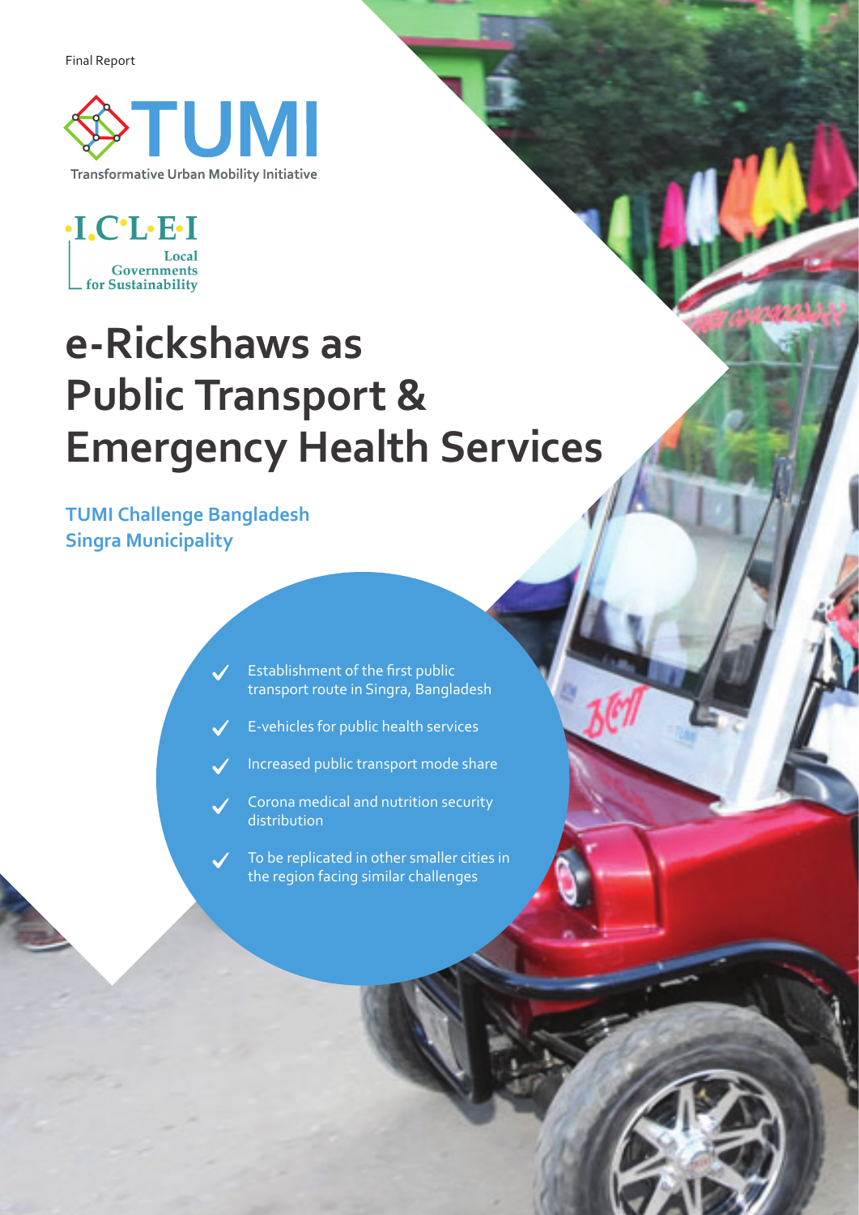Final Report

TUMI

Transformative Urban Mobility Initiative

ICLEI

Local Governments for Sustainability

# e-Rickshaws as Public Transport & Emergency Health Services

## TUMI Challenge Bangladesh
## Singra Municipality

- ✓ Establishment of the first public transport route in Singra, Bangladesh
- ✓ E-vehicles for public health services
- ✓ Increased public transport mode share
- ✓ Corona medical and nutrition security distribution
- ✓ To be replicated in other smaller cities in the region facing similar challenges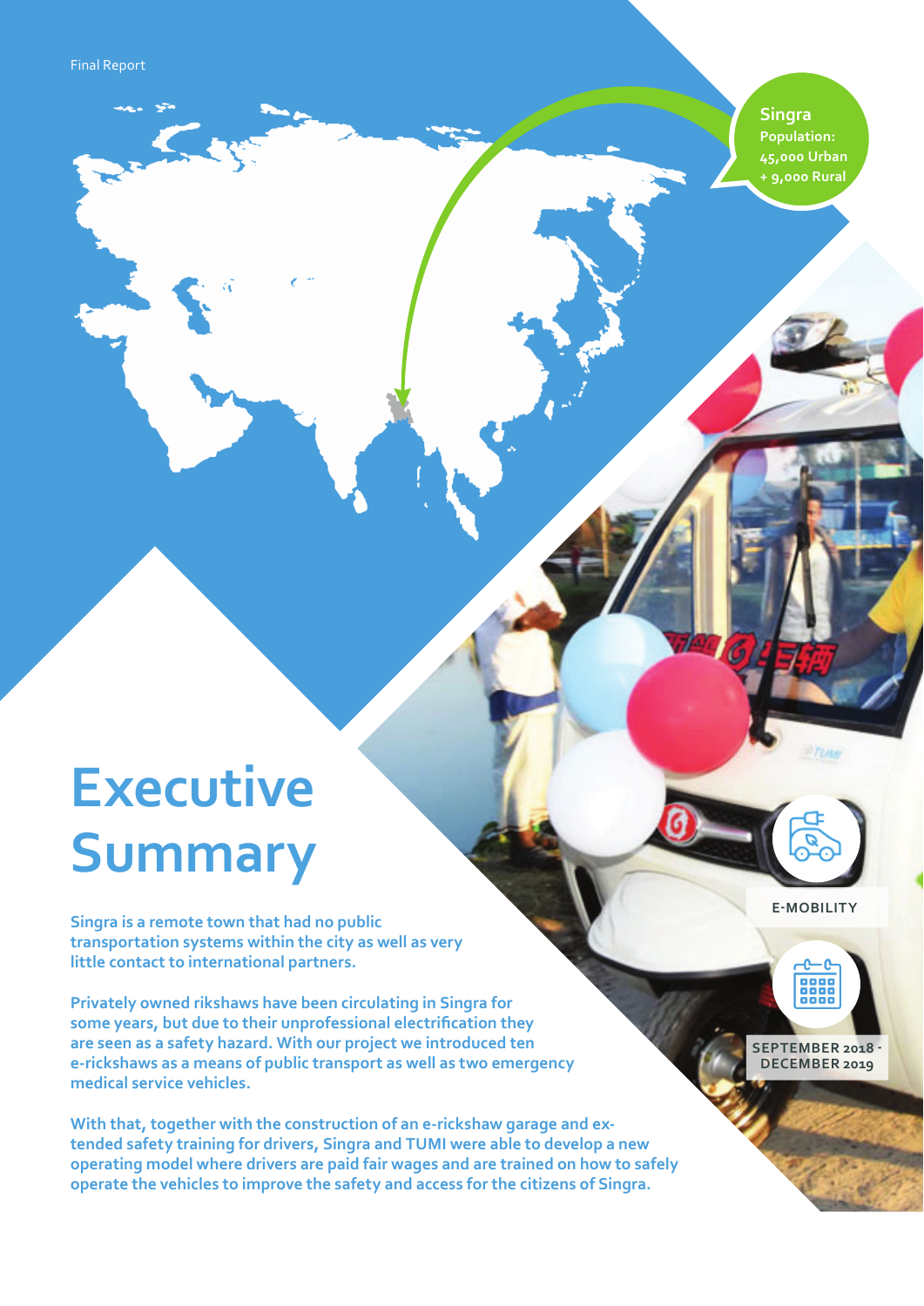Final Report

Singra
Population:
45,000 Urban
+ 9,000 Rural

# Executive Summary

**Singra is a remote town that had no public transportation systems within the city as well as very little contact to international partners.**

**Privately owned rikshaws have been circulating in Singra for some years, but due to their unprofessional electrification they are seen as a safety hazard. With our project we introduced ten e-rickshaws as a means of public transport as well as two emergency medical service vehicles.**

**With that, together with the construction of an e-rickshaw garage and extended safety training for drivers, Singra and TUMI were able to develop a new operating model where drivers are paid fair wages and are trained on how to safely operate the vehicles to improve the safety and access for the citizens of Singra.**

E-MOBILITY

SEPTEMBER 2018 - DECEMBER 2019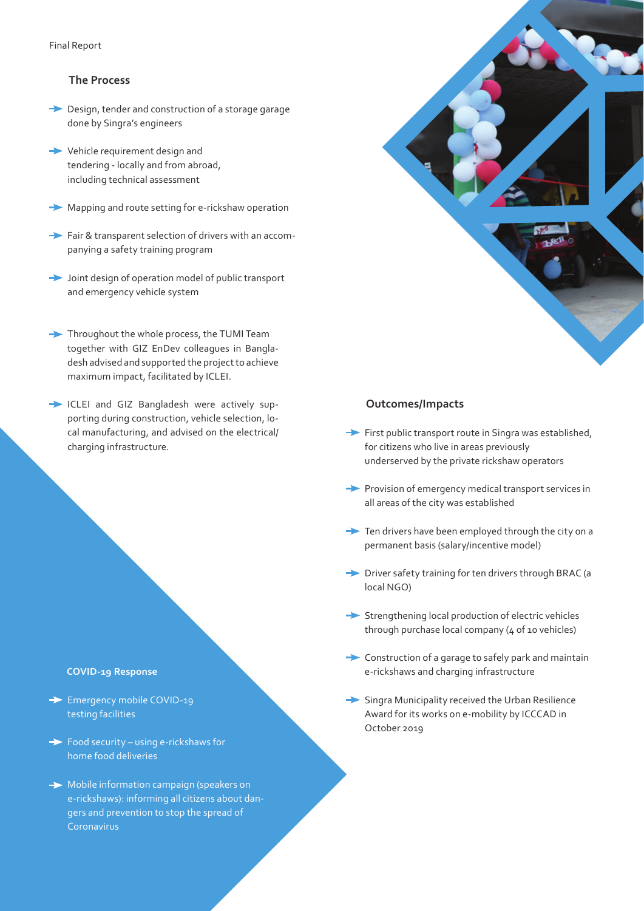## The Process

- Design, tender and construction of a storage garage done by Singra's engineers
- Vehicle requirement design and tendering - locally and from abroad, including technical assessment
- Mapping and route setting for e-rickshaw operation
- Fair & transparent selection of drivers with an accompanying a safety training program
- Joint design of operation model of public transport and emergency vehicle system
- Throughout the whole process, the TUMI Team together with GIZ EnDev colleagues in Bangladesh advised and supported the project to achieve maximum impact, facilitated by ICLEI.
- ICLEI and GIZ Bangladesh were actively supporting during construction, vehicle selection, local manufacturing, and advised on the electrical/charging infrastructure.

## COVID-19 Response

- Emergency mobile COVID-19 testing facilities
- Food security – using e-rickshaws for home food deliveries
- Mobile information campaign (speakers on e-rickshaws): informing all citizens about dangers and prevention to stop the spread of Coronavirus

## Outcomes/Impacts

- First public transport route in Singra was established, for citizens who live in areas previously underserved by the private rickshaw operators
- Provision of emergency medical transport services in all areas of the city was established
- Ten drivers have been employed through the city on a permanent basis (salary/incentive model)
- Driver safety training for ten drivers through BRAC (a local NGO)
- Strengthening local production of electric vehicles through purchase local company (4 of 10 vehicles)
- Construction of a garage to safely park and maintain e-rickshaws and charging infrastructure
- Singra Municipality received the Urban Resilience Award for its works on e-mobility by ICCCAD in October 2019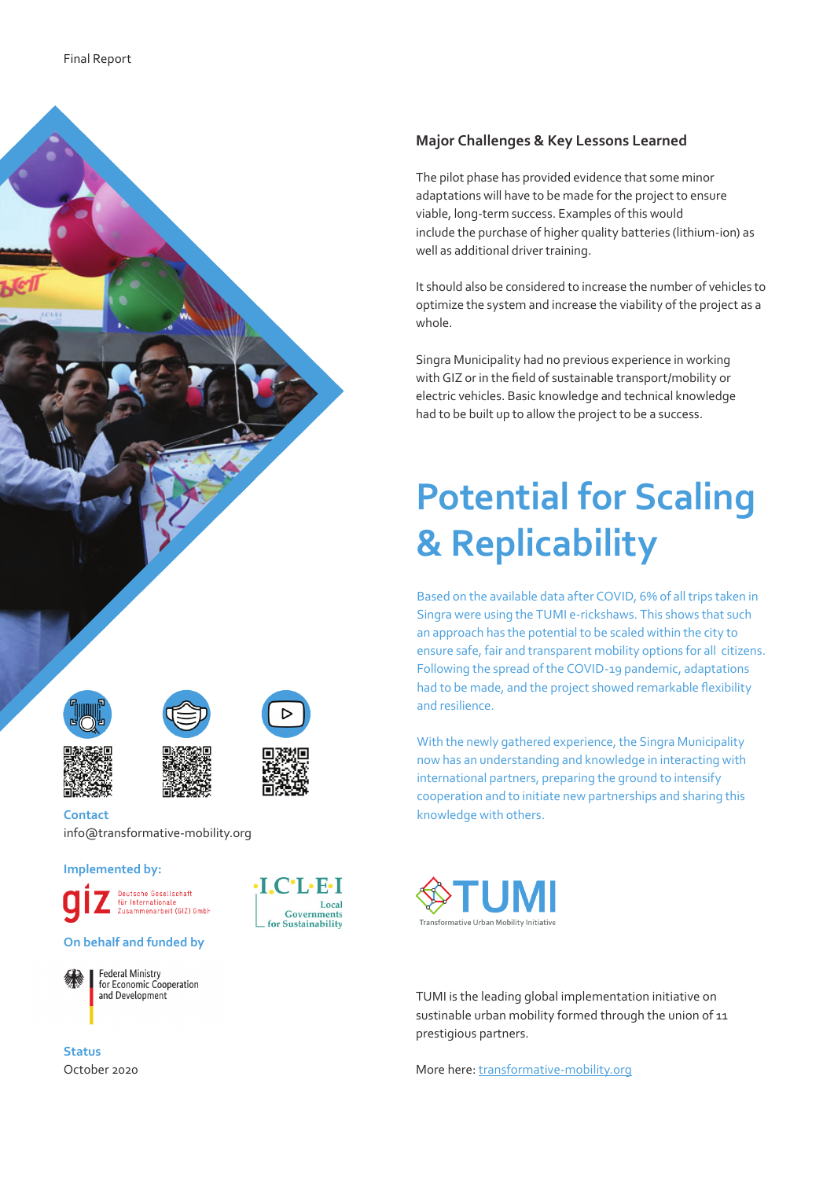## Major Challenges & Key Lessons Learned

The pilot phase has provided evidence that some minor adaptations will have to be made for the project to ensure viable, long-term success. Examples of this would include the purchase of higher quality batteries (lithium-ion) as well as additional driver training.

It should also be considered to increase the number of vehicles to optimize the system and increase the viability of the project as a whole.

Singra Municipality had no previous experience in working with GIZ or in the field of sustainable transport/mobility or electric vehicles. Basic knowledge and technical knowledge had to be built up to allow the project to be a success.

# Potential for Scaling & Replicability

Based on the available data after COVID, 6% of all trips taken in Singra were using the TUMI e-rickshaws. This shows that such an approach has the potential to be scaled within the city to ensure safe, fair and transparent mobility options for all citizens. Following the spread of the COVID-19 pandemic, adaptations had to be made, and the project showed remarkable flexibility and resilience.

With the newly gathered experience, the Singra Municipality now has an understanding and knowledge in interacting with international partners, preparing the ground to intensify cooperation and to initiate new partnerships and sharing this knowledge with others.

**Contact**
info@transformative-mobility.org

**Implemented by:**
Deutsche Gesellschaft für Internationale Zusammenarbeit (GIZ) GmbH
ICLEI Local Governments for Sustainability

**On behalf and funded by**
Federal Ministry for Economic Cooperation and Development

**Status**
October 2020

TUMI – Transformative Urban Mobility Initiative

TUMI is the leading global implementation initiative on sustainable urban mobility formed through the union of 11 prestigious partners.

More here: transformative-mobility.org